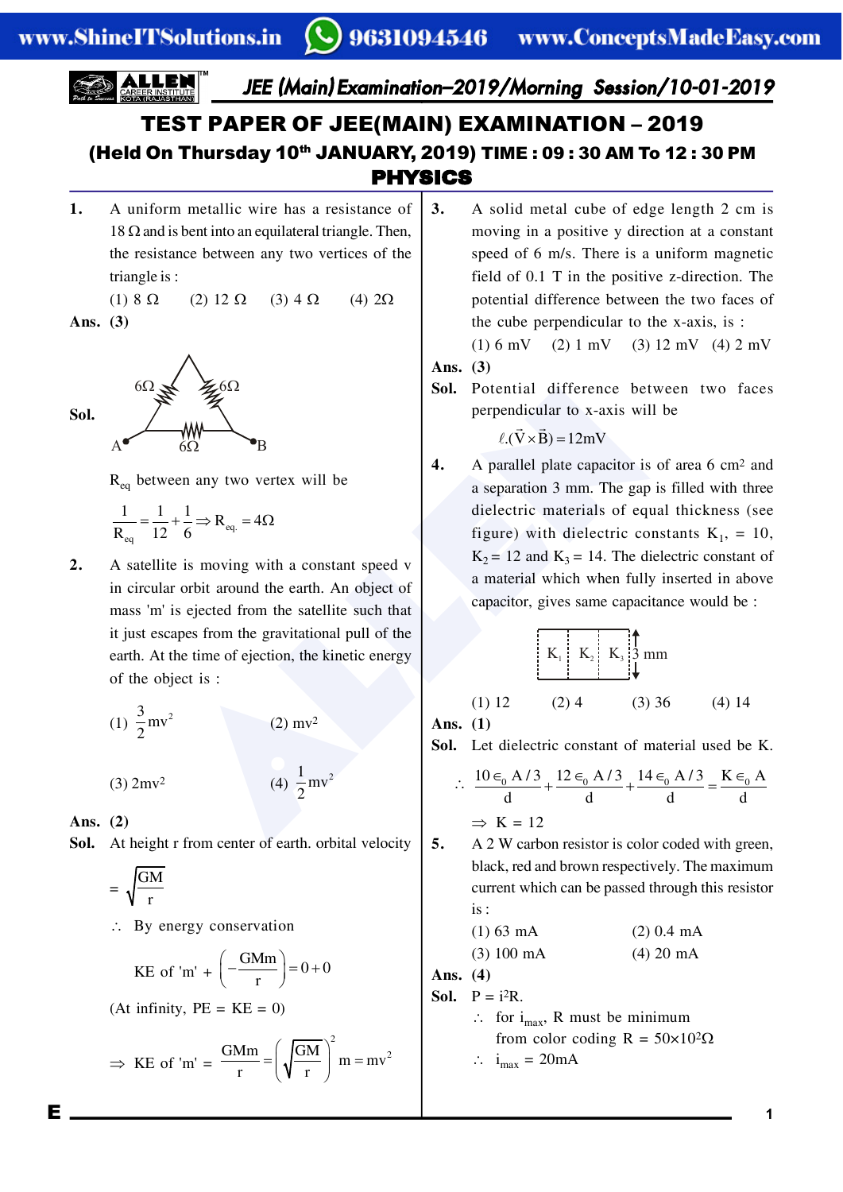# TEST PAPER OF JEE(MAIN) EXAMINATION – 2019

## (Held On Thursday 10th JANUARY, 2019) TIME : 09 : 30 AM To 12 : 30 PM

## PHYSICS

**1.** A uniform metallic wire has a resistance of 18 Ω and is bent into an equilateral triangle. Then, the resistance between any two vertices of the triangle is :

(1) 8 Ω (2) 12 Ω (3) 4 Ω (4) 2Ω

**Ans. (3)**

**Sol.** (Triangle with each side 6Ω, vertices A and B at the base)

$R_{eq}$ between any two vertex will be

$$\frac{1}{R_{eq}} = \frac{1}{12} + \frac{1}{6} \Rightarrow R_{eq.} = 4\Omega$$

**2.** A satellite is moving with a constant speed v in circular orbit around the earth. An object of mass 'm' is ejected from the satellite such that it just escapes from the gravitational pull of the earth. At the time of ejection, the kinetic energy of the object is :

(1) $\frac{3}{2}mv^2$ (2) $mv^2$

(3) $2mv^2$ (4) $\frac{1}{2}mv^2$

**Ans. (2)**

**Sol.** At height r from center of earth. orbital velocity

$$= \sqrt{\frac{GM}{r}}$$

∴ By energy conservation

$$\text{KE of 'm'} + \left(-\frac{GMm}{r}\right) = 0 + 0$$

(At infinity, PE = KE = 0)

$$\Rightarrow \text{KE of 'm'} = \frac{GMm}{r} = \left(\sqrt{\frac{GM}{r}}\right)^2 m = mv^2$$

**3.** A solid metal cube of edge length 2 cm is moving in a positive y direction at a constant speed of 6 m/s. There is a uniform magnetic field of 0.1 T in the positive z-direction. The potential difference between the two faces of the cube perpendicular to the x-axis, is :

(1) 6 mV (2) 1 mV (3) 12 mV (4) 2 mV

**Ans. (3)**

**Sol.** Potential difference between two faces perpendicular to x-axis will be

$$\ell.(\vec{V} \times \vec{B}) = 12\text{mV}$$

**4.** A parallel plate capacitor is of area 6 cm² and a separation 3 mm. The gap is filled with three dielectric materials of equal thickness (see figure) with dielectric constants $K_1 = 10$, $K_2 = 12$ and $K_3 = 14$. The dielectric constant of a material which when fully inserted in above capacitor, gives same capacitance would be :

(Figure: $K_1$ | $K_2$ | $K_3$ side by side, 3 mm gap)

(1) 12 (2) 4 (3) 36 (4) 14

**Ans. (1)**

**Sol.** Let dielectric constant of material used be K.

$$\therefore \frac{10\epsilon_0 A/3}{d} + \frac{12\epsilon_0 A/3}{d} + \frac{14\epsilon_0 A/3}{d} = \frac{K\epsilon_0 A}{d}$$

⇒ K = 12

**5.** A 2 W carbon resistor is color coded with green, black, red and brown respectively. The maximum current which can be passed through this resistor is :

(1) 63 mA (2) 0.4 mA

(3) 100 mA (4) 20 mA

**Ans. (4)**

**Sol.** $P = i^2R$.

∴ for $i_{max}$, R must be minimum

from color coding $R = 50 \times 10^2 \Omega$

∴ $i_{max} = 20\text{mA}$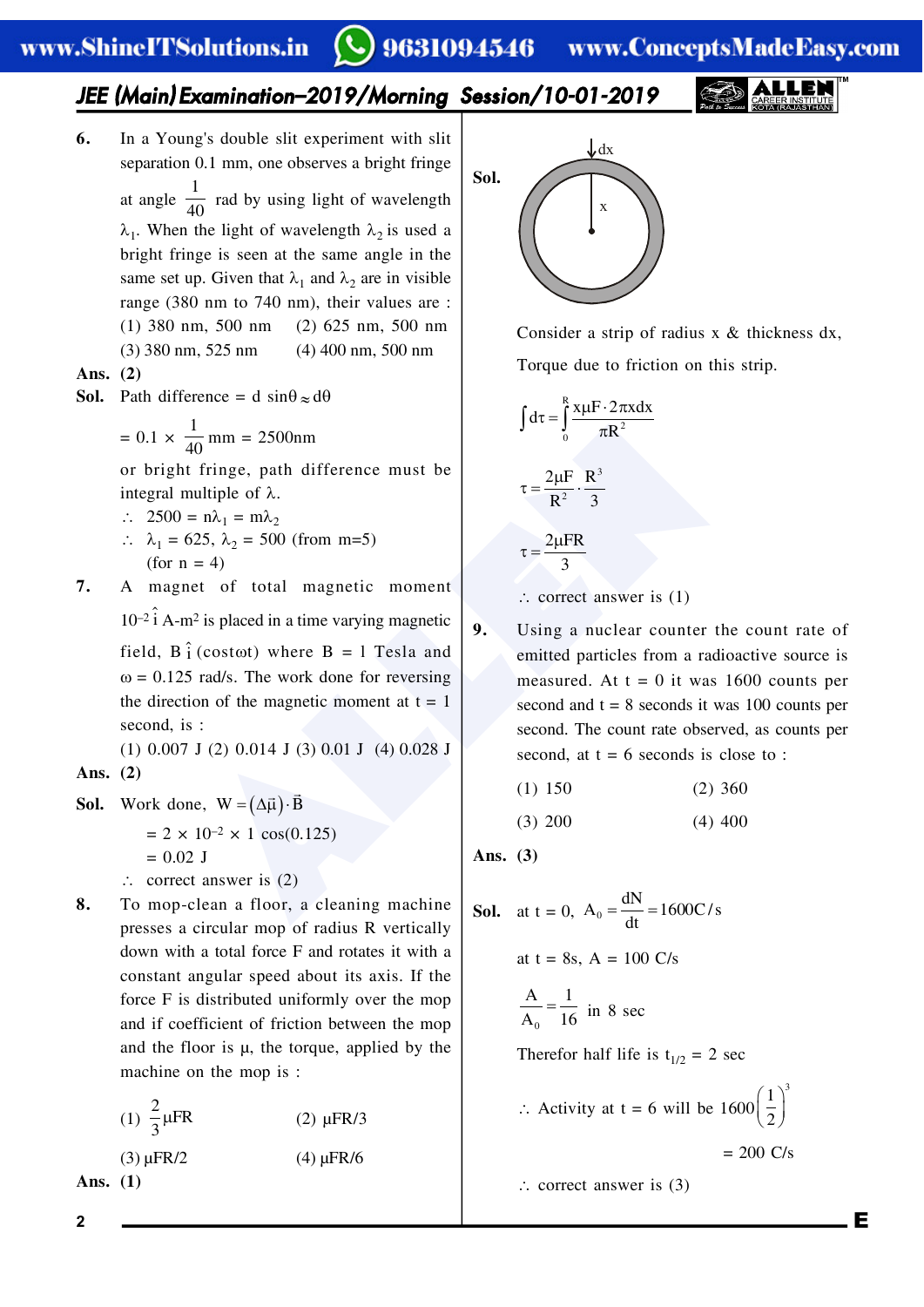**6.** In a Young's double slit experiment with slit separation 0.1 mm, one observes a bright fringe at angle $\frac{1}{40}$ rad by using light of wavelength $\lambda_1$. When the light of wavelength $\lambda_2$ is used a bright fringe is seen at the same angle in the same set up. Given that $\lambda_1$ and $\lambda_2$ are in visible range (380 nm to 740 nm), their values are :

(1) 380 nm, 500 nm (2) 625 nm, 500 nm
(3) 380 nm, 525 nm (4) 400 nm, 500 nm

**Ans. (2)**

**Sol.** Path difference = d $\sin\theta \approx d\theta$

$= 0.1 \times \frac{1}{40}$ mm = 2500nm

or bright fringe, path difference must be integral multiple of $\lambda$.

$\therefore$ $2500 = n\lambda_1 = m\lambda_2$

$\therefore$ $\lambda_1 = 625$, $\lambda_2 = 500$ (from m=5)
(for n = 4)

**7.** A magnet of total magnetic moment $10^{-2}\,\hat{i}$ A-m² is placed in a time varying magnetic field, $B\,\hat{i}\,(\cos\omega t)$ where B = 1 Tesla and $\omega$ = 0.125 rad/s. The work done for reversing the direction of the magnetic moment at t = 1 second, is :

(1) 0.007 J (2) 0.014 J (3) 0.01 J (4) 0.028 J

**Ans. (2)**

**Sol.** Work done, $W = (\Delta\vec{\mu})\cdot\vec{B}$

$= 2 \times 10^{-2} \times 1 \cos(0.125)$

= 0.02 J

$\therefore$ correct answer is (2)

**8.** To mop-clean a floor, a cleaning machine presses a circular mop of radius R vertically down with a total force F and rotates it with a constant angular speed about its axis. If the force F is distributed uniformly over the mop and if coefficient of friction between the mop and the floor is $\mu$, the torque, applied by the machine on the mop is :

(1) $\frac{2}{3}\mu FR$ (2) $\mu FR/3$
(3) $\mu FR/2$ (4) $\mu FR/6$

**Ans. (1)**

**Sol.**

Consider a strip of radius x & thickness dx,

Torque due to friction on this strip.

$$\int d\tau = \int_0^R \frac{x\mu F\cdot 2\pi x dx}{\pi R^2}$$

$$\tau = \frac{2\mu F}{R^2}\cdot\frac{R^3}{3}$$

$$\tau = \frac{2\mu FR}{3}$$

$\therefore$ correct answer is (1)

**9.** Using a nuclear counter the count rate of emitted particles from a radioactive source is measured. At t = 0 it was 1600 counts per second and t = 8 seconds it was 100 counts per second. The count rate observed, as counts per second, at t = 6 seconds is close to :

(1) 150 (2) 360
(3) 200 (4) 400

**Ans. (3)**

**Sol.** at t = 0, $A_0 = \frac{dN}{dt} = 1600\,C/s$

at t = 8s, A = 100 C/s

$\frac{A}{A_0} = \frac{1}{16}$ in 8 sec

Therefor half life is $t_{1/2}$ = 2 sec

$\therefore$ Activity at t = 6 will be $1600\left(\frac{1}{2}\right)^3$

= 200 C/s

$\therefore$ correct answer is (3)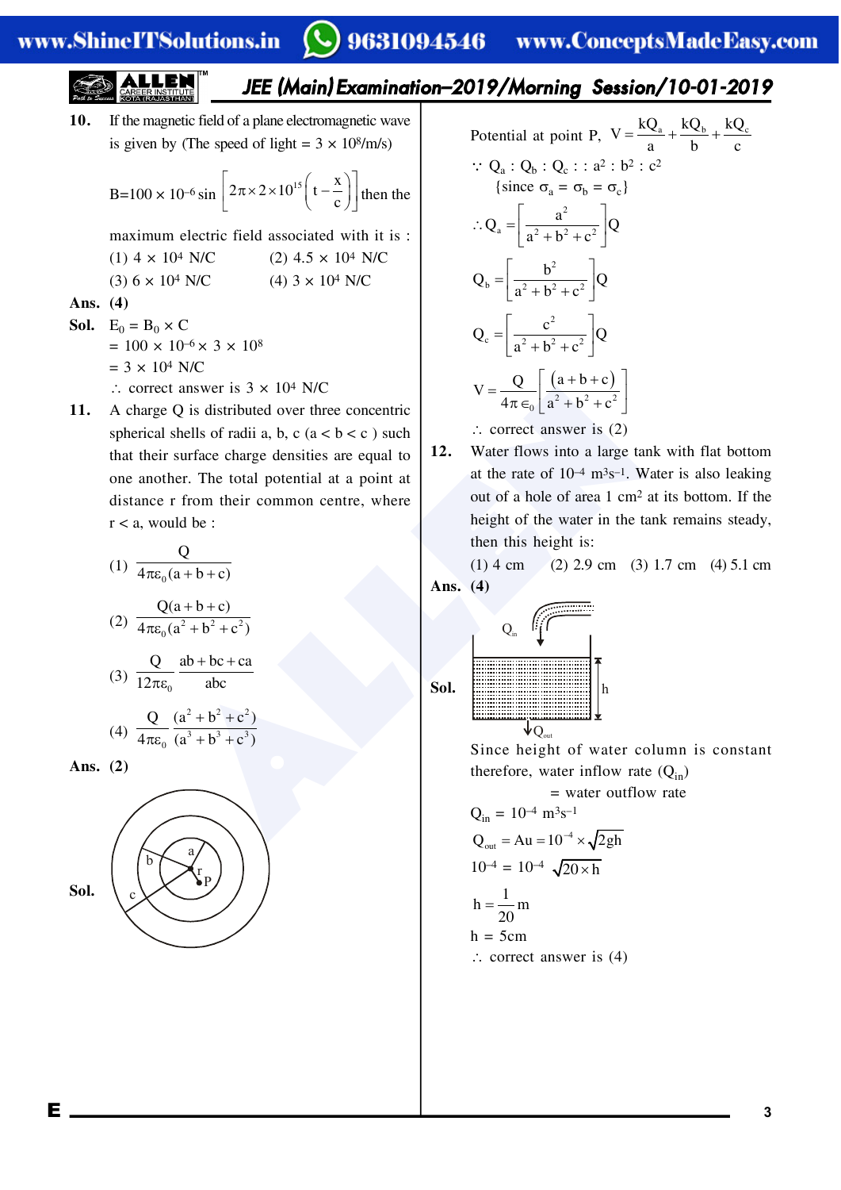**10.** If the magnetic field of a plane electromagnetic wave is given by (The speed of light = $3 \times 10^8$/m/s)

$B = 100 \times 10^{-6} \sin\left[2\pi \times 2 \times 10^{15}\left(t - \frac{x}{c}\right)\right]$ then the maximum electric field associated with it is :

(1) $4 \times 10^4$ N/C (2) $4.5 \times 10^4$ N/C

(3) $6 \times 10^4$ N/C (4) $3 \times 10^4$ N/C

**Ans. (4)**

**Sol.** $E_0 = B_0 \times C$

$= 100 \times 10^{-6} \times 3 \times 10^8$

$= 3 \times 10^4$ N/C

$\therefore$ correct answer is $3 \times 10^4$ N/C

**11.** A charge Q is distributed over three concentric spherical shells of radii a, b, c ($a < b < c$) such that their surface charge densities are equal to one another. The total potential at a point at distance r from their common centre, where $r < a$, would be :

(1) $\dfrac{Q}{4\pi\varepsilon_0(a+b+c)}$

(2) $\dfrac{Q(a+b+c)}{4\pi\varepsilon_0(a^2+b^2+c^2)}$

(3) $\dfrac{Q}{12\pi\varepsilon_0}\dfrac{ab+bc+ca}{abc}$

(4) $\dfrac{Q}{4\pi\varepsilon_0}\dfrac{(a^2+b^2+c^2)}{(a^3+b^3+c^3)}$

**Ans. (2)**

**Sol.**

Potential at point P, $V = \dfrac{kQ_a}{a} + \dfrac{kQ_b}{b} + \dfrac{kQ_c}{c}$

$\because Q_a : Q_b : Q_c :: a^2 : b^2 : c^2$

{since $\sigma_a = \sigma_b = \sigma_c$}

$\therefore Q_a = \left[\dfrac{a^2}{a^2+b^2+c^2}\right]Q$

$Q_b = \left[\dfrac{b^2}{a^2+b^2+c^2}\right]Q$

$Q_c = \left[\dfrac{c^2}{a^2+b^2+c^2}\right]Q$

$V = \dfrac{Q}{4\pi\epsilon_0}\left[\dfrac{(a+b+c)}{a^2+b^2+c^2}\right]$

$\therefore$ correct answer is (2)

**12.** Water flows into a large tank with flat bottom at the rate of $10^{-4}$ $m^3s^{-1}$. Water is also leaking out of a hole of area 1 $cm^2$ at its bottom. If the height of the water in the tank remains steady, then this height is:

(1) 4 cm (2) 2.9 cm (3) 1.7 cm (4) 5.1 cm

**Ans. (4)**

**Sol.**

Since height of water column is constant therefore, water inflow rate ($Q_{in}$)

= water outflow rate

$Q_{in} = 10^{-4}$ $m^3s^{-1}$

$Q_{out} = Au = 10^{-4} \times \sqrt{2gh}$

$10^{-4} = 10^{-4}\sqrt{20 \times h}$

$h = \dfrac{1}{20}$ m

h = 5cm

$\therefore$ correct answer is (4)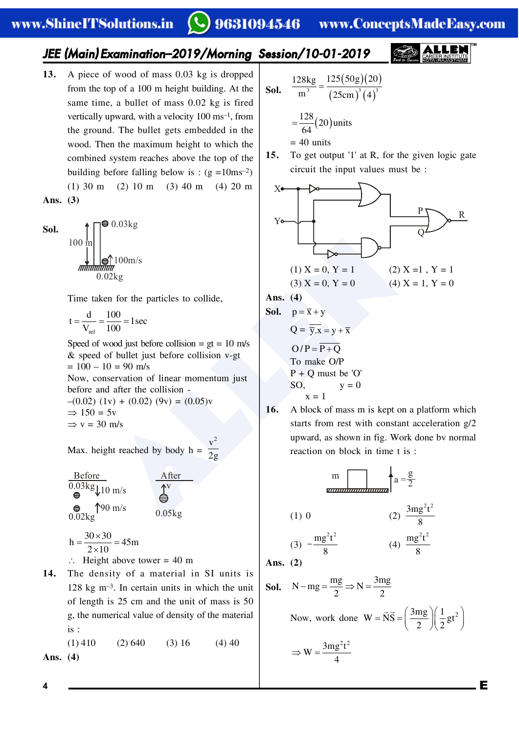**13.** A piece of wood of mass 0.03 kg is dropped from the top of a 100 m height building. At the same time, a bullet of mass 0.02 kg is fired vertically upward, with a velocity 100 $ms^{-1}$, from the ground. The bullet gets embedded in the wood. Then the maximum height to which the combined system reaches above the top of the building before falling below is : (g =10$ms^{-2}$)

(1) 30 m (2) 10 m (3) 40 m (4) 20 m

**Ans. (3)**

**Sol.**

0.03kg, 100 m, 100m/s, 0.02kg

Time taken for the particles to collide,

$$t = \frac{d}{V_{rel}} = \frac{100}{100} = 1\text{sec}$$

Speed of wood just before collision = gt = 10 m/s

& speed of bullet just before collision v-gt

= 100 – 10 = 90 m/s

Now, conservation of linear momentum just before and after the collision -

–(0.02) (1v) + (0.02) (9v) = (0.05)v

⇒ 150 = 5v

⇒ v = 30 m/s

Max. height reached by body $h = \frac{v^2}{2g}$

Before: 0.03kg ↓10 m/s; 0.02kg ↑90 m/s

After: 0.05kg ↑v

$$h = \frac{30 \times 30}{2 \times 10} = 45\text{m}$$

∴ Height above tower = 40 m

**14.** The density of a material in SI units is 128 kg $m^{-3}$. In certain units in which the unit of length is 25 cm and the unit of mass is 50 g, the numerical value of density of the material is :

(1) 410 (2) 640 (3) 16 (4) 40

**Ans. (4)**

**Sol.**

$$\frac{128\text{kg}}{\text{m}^3} = \frac{125(50\text{g})(20)}{(25\text{cm})^3(4)^3}$$

$$= \frac{128}{64}(20)\text{units}$$

= 40 units

**15.** To get output '1' at R, for the given logic gate circuit the input values must be :

(1) X = 0, Y = 1 (2) X =1 , Y = 1

(3) X = 0, Y = 0 (4) X = 1, Y = 0

**Ans. (4)**

**Sol.** $p = \overline{x} + y$

$Q = \overline{\overline{y}.x} = y + \overline{x}$

$O/P = \overline{P + Q}$

To make O/P

P + Q must be 'O'

SO, y = 0

x = 1

**16.** A block of mass m is kept on a platform which starts from rest with constant acceleration g/2 upward, as shown in fig. Work done bv normal reaction on block in time t is :

(1) 0 (2) $\frac{3mg^2t^2}{8}$

(3) $-\frac{mg^2t^2}{8}$ (4) $\frac{mg^2t^2}{8}$

**Ans. (2)**

**Sol.** $N - mg = \frac{mg}{2} \Rightarrow N = \frac{3mg}{2}$

Now, work done $W = \vec{N}\vec{S} = \left(\frac{3mg}{2}\right)\left(\frac{1}{2}gt^2\right)$

$$\Rightarrow W = \frac{3mg^2t^2}{4}$$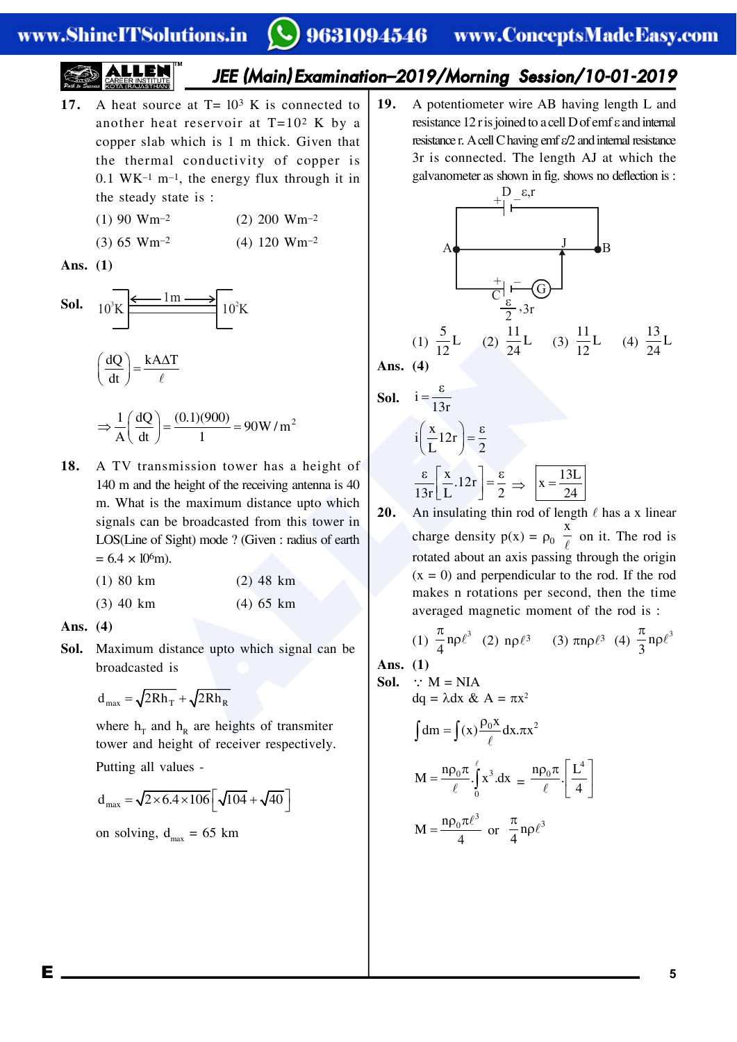**17.** A heat source at T= $10^3$ K is connected to another heat reservoir at T=$10^2$ K by a copper slab which is 1 m thick. Given that the thermal conductivity of copper is 0.1 $WK^{-1}$ $m^{-1}$, the energy flux through it in the steady state is :

(1) 90 $Wm^{-2}$ (2) 200 $Wm^{-2}$

(3) 65 $Wm^{-2}$ (4) 120 $Wm^{-2}$

**Ans. (1)**

**Sol.** $10^3$K ←— 1m —→ $10^2$K

$$\left(\frac{dQ}{dt}\right) = \frac{kA\Delta T}{\ell}$$

$$\Rightarrow \frac{1}{A}\left(\frac{dQ}{dt}\right) = \frac{(0.1)(900)}{1} = 90\,W/m^2$$

**18.** A TV transmission tower has a height of 140 m and the height of the receiving antenna is 40 m. What is the maximum distance upto which signals can be broadcasted from this tower in LOS(Line of Sight) mode ? (Given : radius of earth = $6.4 \times 10^6$m).

(1) 80 km (2) 48 km

(3) 40 km (4) 65 km

**Ans. (4)**

**Sol.** Maximum distance upto which signal can be broadcasted is

$$d_{max} = \sqrt{2Rh_T} + \sqrt{2Rh_R}$$

where $h_T$ and $h_R$ are heights of transmiter tower and height of receiver respectively.

Putting all values -

$$d_{max} = \sqrt{2 \times 6.4 \times 106}\left[\sqrt{104} + \sqrt{40}\right]$$

on solving, $d_{max}$ = 65 km

**19.** A potentiometer wire AB having length L and resistance 12 r is joined to a cell D of emf ε and internal resistance r. A cell C having emf ε/2 and internal resistance 3r is connected. The length AJ at which the galvanometer as shown in fig. shows no deflection is :

(Figure: cell D (ε, r) connected across wire AB; cell C ($\frac{\varepsilon}{2}$, 3r) and galvanometer G connected from A to jockey J.)

(1) $\frac{5}{12}L$ (2) $\frac{11}{24}L$ (3) $\frac{11}{12}L$ (4) $\frac{13}{24}L$

**Ans. (4)**

**Sol.** $i = \frac{\varepsilon}{13r}$

$$i\left(\frac{x}{L}12r\right) = \frac{\varepsilon}{2}$$

$$\frac{\varepsilon}{13r}\left[\frac{x}{L}.12r\right] = \frac{\varepsilon}{2} \Rightarrow \boxed{x = \frac{13L}{24}}$$

**20.** An insulating thin rod of length $\ell$ has a x linear charge density $p(x) = \rho_0 \frac{x}{\ell}$ on it. The rod is rotated about an axis passing through the origin (x = 0) and perpendicular to the rod. If the rod makes n rotations per second, then the time averaged magnetic moment of the rod is :

(1) $\frac{\pi}{4}n\rho\ell^3$ (2) $n\rho\ell^3$ (3) $\pi n\rho\ell^3$ (4) $\frac{\pi}{3}n\rho\ell^3$

**Ans. (1)**

**Sol.** ∵ M = NIA

dq = λdx & A = $\pi x^2$

$$\int dm = \int (x)\frac{\rho_0 x}{\ell}dx.\pi x^2$$

$$M = \frac{n\rho_0\pi}{\ell}.\int_0^{\ell} x^3.dx = \frac{n\rho_0\pi}{\ell}.\left[\frac{L^4}{4}\right]$$

$$M = \frac{n\rho_0\pi\ell^3}{4} \text{ or } \frac{\pi}{4}n\rho\ell^3$$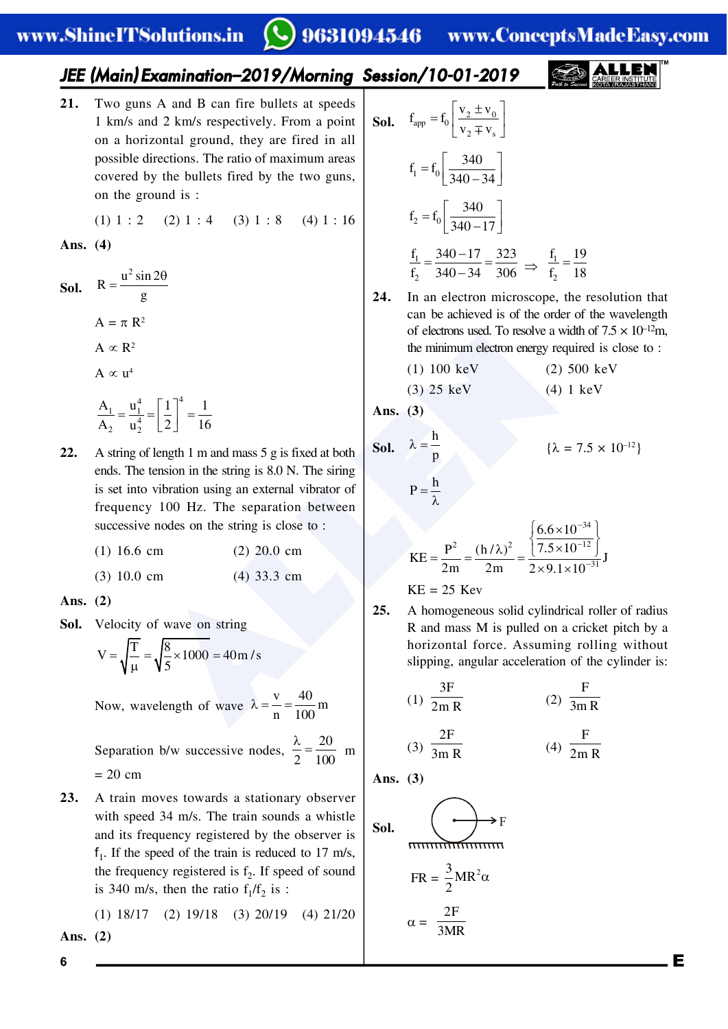**21.** Two guns A and B can fire bullets at speeds 1 km/s and 2 km/s respectively. From a point on a horizontal ground, they are fired in all possible directions. The ratio of maximum areas covered by the bullets fired by the two guns, on the ground is :

(1) 1 : 2 (2) 1 : 4 (3) 1 : 8 (4) 1 : 16

**Ans. (4)**

**Sol.** $R = \dfrac{u^2 \sin 2\theta}{g}$

$A = \pi R^2$

$A \propto R^2$

$A \propto u^4$

$\dfrac{A_1}{A_2} = \dfrac{u_1^4}{u_2^4} = \left[\dfrac{1}{2}\right]^4 = \dfrac{1}{16}$

**22.** A string of length 1 m and mass 5 g is fixed at both ends. The tension in the string is 8.0 N. The siring is set into vibration using an external vibrator of frequency 100 Hz. The separation between successive nodes on the string is close to :

(1) 16.6 cm (2) 20.0 cm

(3) 10.0 cm (4) 33.3 cm

**Ans. (2)**

**Sol.** Velocity of wave on string

$V = \sqrt{\dfrac{T}{\mu}} = \sqrt{\dfrac{8}{5} \times 1000} = 40 \text{m/s}$

Now, wavelength of wave $\lambda = \dfrac{v}{n} = \dfrac{40}{100} \text{m}$

Separation b/w successive nodes, $\dfrac{\lambda}{2} = \dfrac{20}{100}$ m

= 20 cm

**23.** A train moves towards a stationary observer with speed 34 m/s. The train sounds a whistle and its frequency registered by the observer is $f_1$. If the speed of the train is reduced to 17 m/s, the frequency registered is $f_2$. If speed of sound is 340 m/s, then the ratio $f_1/f_2$ is :

(1) 18/17 (2) 19/18 (3) 20/19 (4) 21/20

**Ans. (2)**

**Sol.** $f_{app} = f_0 \left[\dfrac{v_2 \pm v_0}{v_2 \mp v_s}\right]$

$f_1 = f_0 \left[\dfrac{340}{340 - 34}\right]$

$f_2 = f_0 \left[\dfrac{340}{340 - 17}\right]$

$\dfrac{f_1}{f_2} = \dfrac{340 - 17}{340 - 34} = \dfrac{323}{306} \Rightarrow \dfrac{f_1}{f_2} = \dfrac{19}{18}$

**24.** In an electron microscope, the resolution that can be achieved is of the order of the wavelength of electrons used. To resolve a width of $7.5 \times 10^{-12}$m, the minimum electron energy required is close to :

(1) 100 keV (2) 500 keV

(3) 25 keV (4) 1 keV

**Ans. (3)**

**Sol.** $\lambda = \dfrac{h}{p}$ $\{\lambda = 7.5 \times 10^{-12}\}$

$P = \dfrac{h}{\lambda}$

$KE = \dfrac{P^2}{2m} = \dfrac{(h/\lambda)^2}{2m} = \dfrac{\left\{\dfrac{6.6 \times 10^{-34}}{7.5 \times 10^{-12}}\right\}}{2 \times 9.1 \times 10^{-31}} J$

KE = 25 Kev

**25.** A homogeneous solid cylindrical roller of radius R and mass M is pulled on a cricket pitch by a horizontal force. Assuming rolling without slipping, angular acceleration of the cylinder is:

(1) $\dfrac{3F}{2mR}$ (2) $\dfrac{F}{3mR}$

(3) $\dfrac{2F}{3mR}$ (4) $\dfrac{F}{2mR}$

**Ans. (3)**

**Sol.**

$FR = \dfrac{3}{2} MR^2 \alpha$

$\alpha = \dfrac{2F}{3MR}$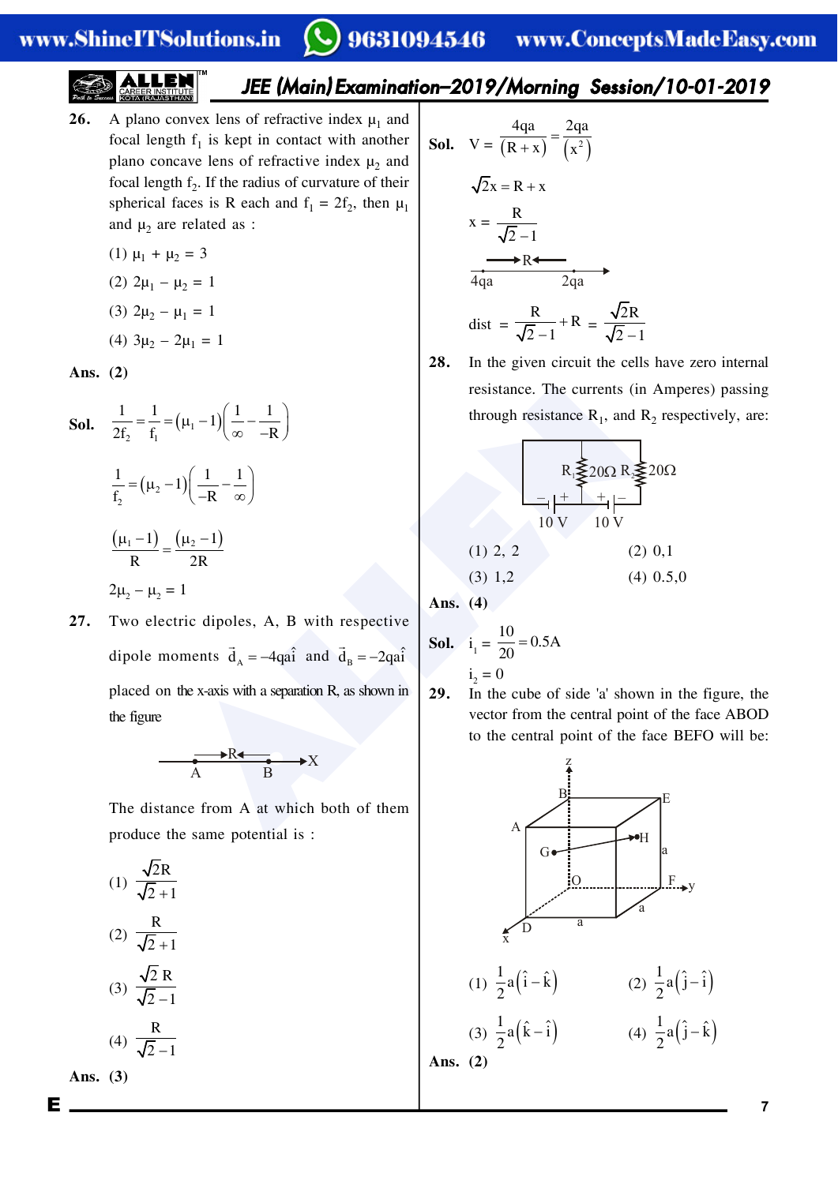**26.** A plano convex lens of refractive index $\mu_1$ and focal length $f_1$ is kept in contact with another plano concave lens of refractive index $\mu_2$ and focal length $f_2$. If the radius of curvature of their spherical faces is R each and $f_1 = 2f_2$, then $\mu_1$ and $\mu_2$ are related as :

(1) $\mu_1 + \mu_2 = 3$

(2) $2\mu_1 - \mu_2 = 1$

(3) $2\mu_2 - \mu_1 = 1$

(4) $3\mu_2 - 2\mu_1 = 1$

**Ans. (2)**

**Sol.** $\frac{1}{2f_2} = \frac{1}{f_1} = (\mu_1 - 1)\left(\frac{1}{\infty} - \frac{1}{-R}\right)$

$\frac{1}{f_2} = (\mu_2 - 1)\left(\frac{1}{-R} - \frac{1}{\infty}\right)$

$\frac{(\mu_1 - 1)}{R} = \frac{(\mu_2 - 1)}{2R}$

$2\mu_2 - \mu_2 = 1$

**27.** Two electric dipoles, A, B with respective dipole moments $\vec{d}_A = -4qa\hat{i}$ and $\vec{d}_B = -2qa\hat{i}$ placed on the x-axis with a separation R, as shown in the figure

A ——R—— B → X

The distance from A at which both of them produce the same potential is :

(1) $\frac{\sqrt{2}R}{\sqrt{2}+1}$

(2) $\frac{R}{\sqrt{2}+1}$

(3) $\frac{\sqrt{2}\,R}{\sqrt{2}-1}$

(4) $\frac{R}{\sqrt{2}-1}$

**Ans. (3)**

**Sol.** $V = \frac{4qa}{(R+x)} = \frac{2qa}{(x^2)}$

$\sqrt{2}x = R + x$

$x = \frac{R}{\sqrt{2}-1}$

4qa ——R—— 2qa

$\text{dist} = \frac{R}{\sqrt{2}-1} + R = \frac{\sqrt{2}R}{\sqrt{2}-1}$

**28.** In the given circuit the cells have zero internal resistance. The currents (in Amperes) passing through resistance $R_1$, and $R_2$ respectively, are:

($R_1$ = 20Ω, $R_2$ = 20Ω, cells 10 V and 10 V)

(1) 2, 2

(2) 0,1

(3) 1,2

(4) 0.5,0

**Ans. (4)**

**Sol.** $i_1 = \frac{10}{20} = 0.5\text{A}$

$i_2 = 0$

**29.** In the cube of side 'a' shown in the figure, the vector from the central point of the face ABOD to the central point of the face BEFO will be:

(1) $\frac{1}{2}a(\hat{i} - \hat{k})$

(2) $\frac{1}{2}a(\hat{j} - \hat{i})$

(3) $\frac{1}{2}a(\hat{k} - \hat{i})$

(4) $\frac{1}{2}a(\hat{j} - \hat{k})$

**Ans. (2)**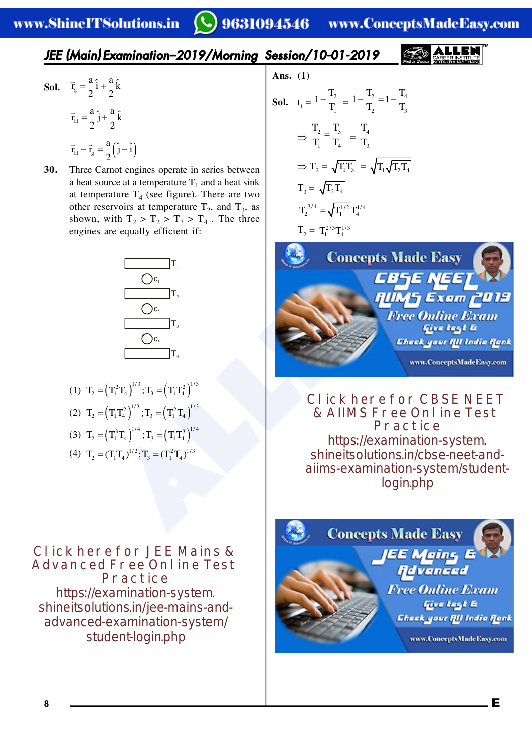**Sol.** $\vec{r}_g = \frac{a}{2}\hat{i} + \frac{a}{2}\hat{k}$

$\vec{r}_H = \frac{a}{2}\hat{j} + \frac{a}{2}\hat{k}$

$\vec{r}_H - \vec{r}_g = \frac{a}{2}(\hat{j} - \hat{i})$

**30.** Three Carnot engines operate in series between a heat source at a temperature $T_1$ and a heat sink at temperature $T_4$ (see figure). There are two other reservoirs at temperature $T_2$, and $T_3$, as shown, with $T_2 > T_2 > T_3 > T_4$. The three engines are equally efficient if:

$T_1$

$\varepsilon_1$

$T_2$

$\varepsilon_2$

$T_3$

$\varepsilon_3$

$T_4$

(1) $T_2 = (T_1^2 T_4)^{1/3}; T_3 = (T_1 T_4^2)^{1/3}$

(2) $T_2 = (T_1 T_4^2)^{1/3}; T_3 = (T_1^2 T_4)^{1/3}$

(3) $T_2 = (T_1^3 T_4)^{1/4}; T_3 = (T_1 T_4^3)^{1/4}$

(4) $T_2 = (T_1 T_4)^{1/2}; T_3 = (T_1^2 T_4)^{1/3}$

**Ans.** (1)

**Sol.** $t_1 = 1 - \frac{T_2}{T_1} = 1 - \frac{T_3}{T_2} = 1 - \frac{T_4}{T_3}$

$\Rightarrow \frac{T_2}{T_1} = \frac{T_3}{T_4} = \frac{T_4}{T_3}$

$\Rightarrow T_2 = \sqrt{T_1 T_3} = \sqrt{T_1 \sqrt{T_2 T_4}}$

$T_3 = \sqrt{T_2 T_4}$

$T_2^{3/4} = \sqrt{T_1^{1/2} T_4^{1/4}}$

$T_2 = T_1^{2/3} T_4^{1/3}$

Click here for CBSE NEET & AIIMS Free Online Test Practice
https://examination-system.shineitsolutions.in/cbse-neet-and-aiims-examination-system/student-login.php

Click here for JEE Mains & Advanced Free Online Test Practice
https://examination-system.shineitsolutions.in/jee-mains-and-advanced-examination-system/student-login.php